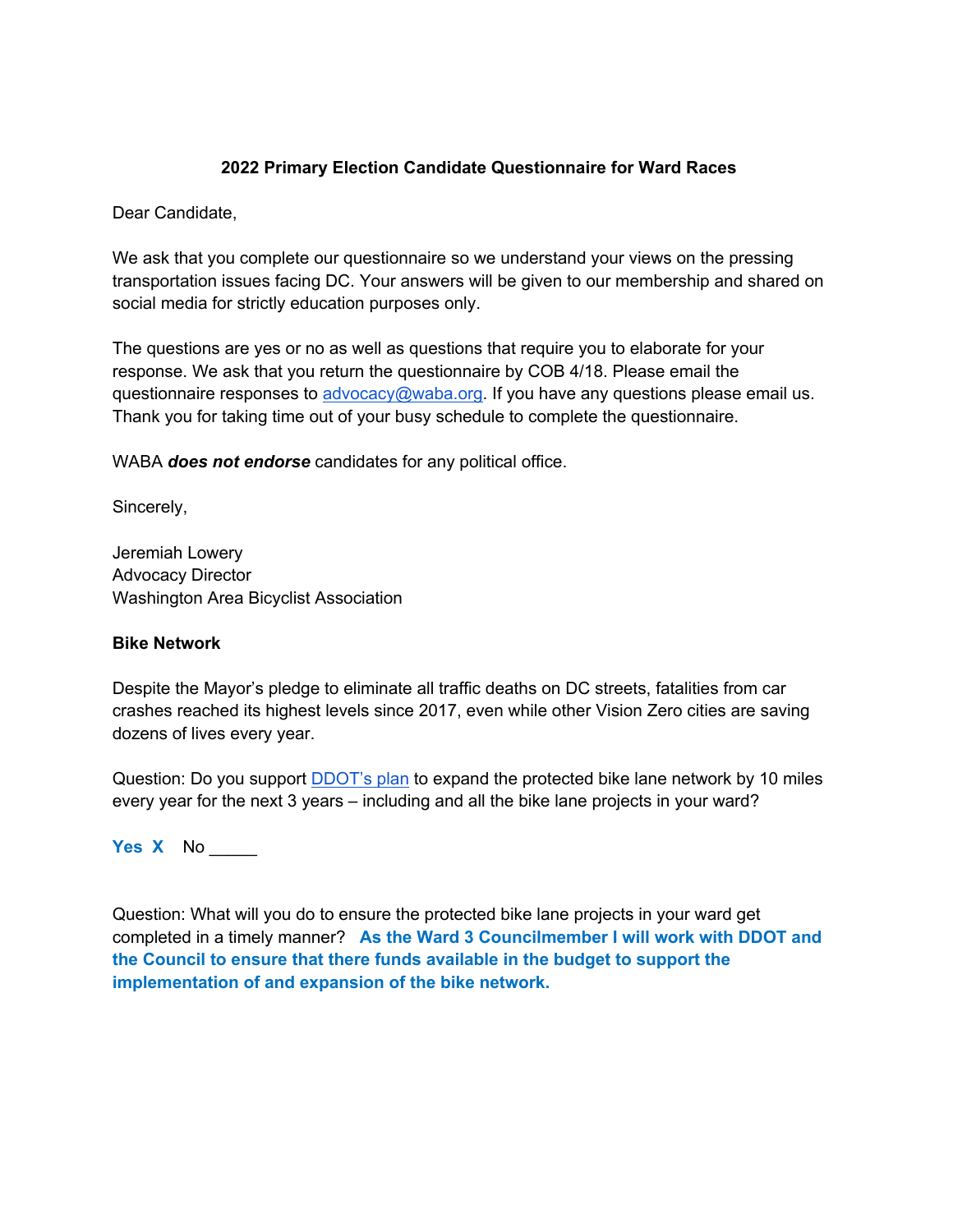**2022 Primary Election Candidate Questionnaire for Ward Races**

Dear Candidate,

We ask that you complete our questionnaire so we understand your views on the pressing transportation issues facing DC. Your answers will be given to our membership and shared on social media for strictly education purposes only.

The questions are yes or no as well as questions that require you to elaborate for your response. We ask that you return the questionnaire by COB 4/18. Please email the questionnaire responses to [advocacy@waba.org](mailto:advocacy@waba.org). If you have any questions please email us. Thank you for taking time out of your busy schedule to complete the questionnaire.

WABA ***does not endorse*** candidates for any political office.

Sincerely,

Jeremiah Lowery
Advocacy Director
Washington Area Bicyclist Association

**Bike Network**

Despite the Mayor's pledge to eliminate all traffic deaths on DC streets, fatalities from car crashes reached its highest levels since 2017, even while other Vision Zero cities are saving dozens of lives every year.

Question: Do you support DDOT's plan to expand the protected bike lane network by 10 miles every year for the next 3 years – including and all the bike lane projects in your ward?

**Yes X** No _____

Question: What will you do to ensure the protected bike lane projects in your ward get completed in a timely manner? **As the Ward 3 Councilmember I will work with DDOT and the Council to ensure that there funds available in the budget to support the implementation of and expansion of the bike network.**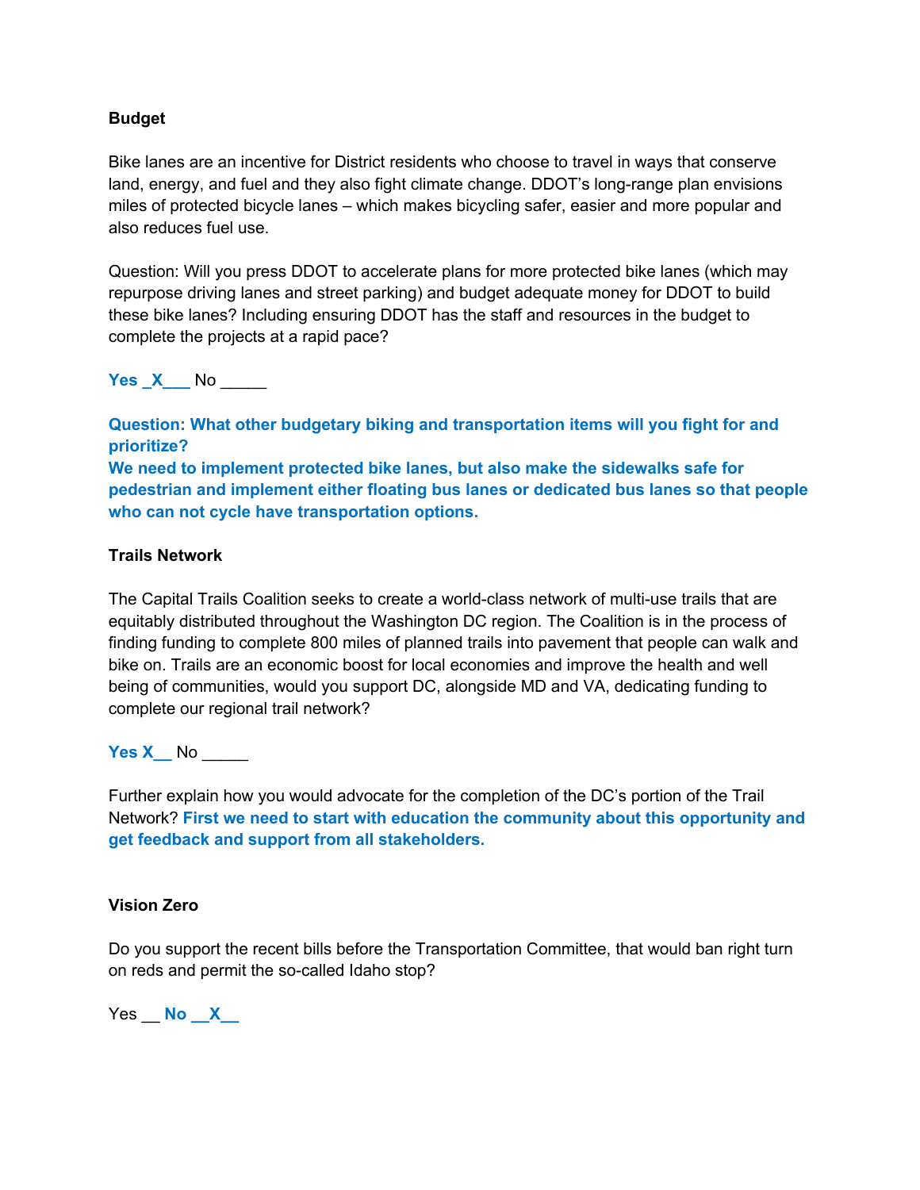**Budget**

Bike lanes are an incentive for District residents who choose to travel in ways that conserve land, energy, and fuel and they also fight climate change. DDOT's long-range plan envisions miles of protected bicycle lanes – which makes bicycling safer, easier and more popular and also reduces fuel use.

Question: Will you press DDOT to accelerate plans for more protected bike lanes (which may repurpose driving lanes and street parking) and budget adequate money for DDOT to build these bike lanes? Including ensuring DDOT has the staff and resources in the budget to complete the projects at a rapid pace?

**Yes _X___** No _____

**Question: What other budgetary biking and transportation items will you fight for and prioritize?**
**We need to implement protected bike lanes, but also make the sidewalks safe for pedestrian and implement either floating bus lanes or dedicated bus lanes so that people who can not cycle have transportation options.**

**Trails Network**

The Capital Trails Coalition seeks to create a world-class network of multi-use trails that are equitably distributed throughout the Washington DC region. The Coalition is in the process of finding funding to complete 800 miles of planned trails into pavement that people can walk and bike on. Trails are an economic boost for local economies and improve the health and well being of communities, would you support DC, alongside MD and VA, dedicating funding to complete our regional trail network?

**Yes X__** No _____

Further explain how you would advocate for the completion of the DC's portion of the Trail Network? **First we need to start with education the community about this opportunity and get feedback and support from all stakeholders.**

**Vision Zero**

Do you support the recent bills before the Transportation Committee, that would ban right turn on reds and permit the so-called Idaho stop?

Yes __ **No __X__**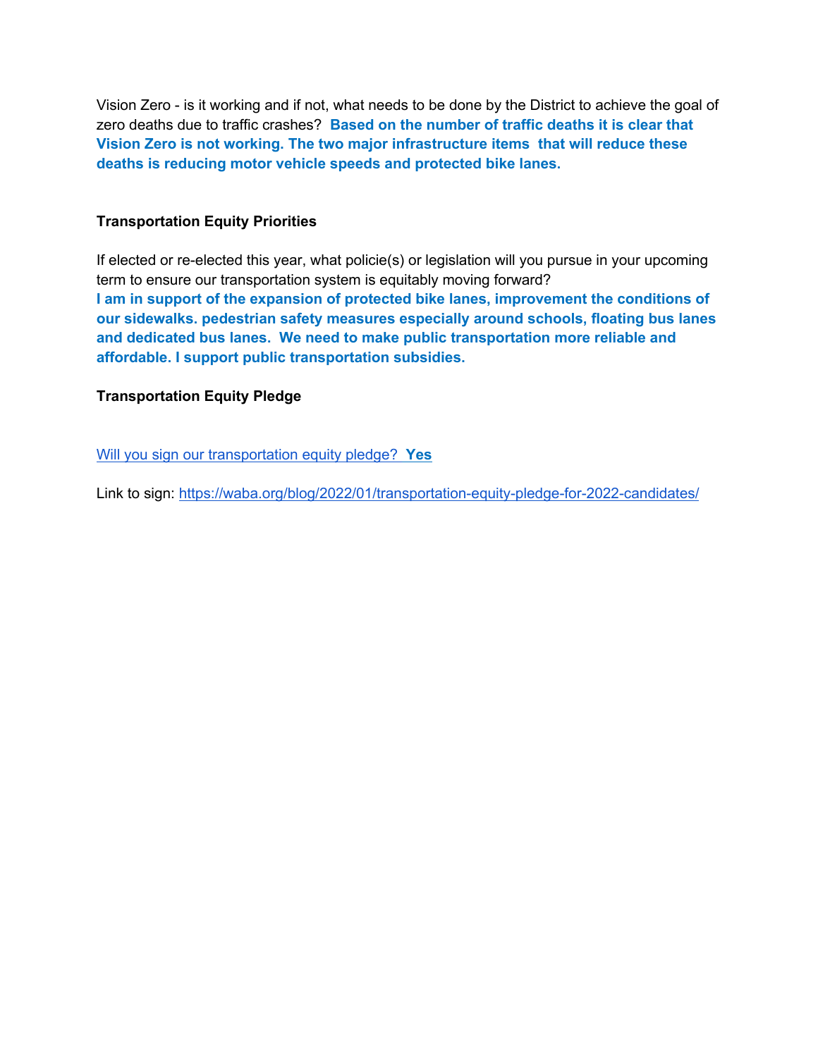Vision Zero - is it working and if not, what needs to be done by the District to achieve the goal of zero deaths due to traffic crashes? **Based on the number of traffic deaths it is clear that Vision Zero is not working. The two major infrastructure items that will reduce these deaths is reducing motor vehicle speeds and protected bike lanes.**

**Transportation Equity Priorities**

If elected or re-elected this year, what policie(s) or legislation will you pursue in your upcoming term to ensure our transportation system is equitably moving forward?
**I am in support of the expansion of protected bike lanes, improvement the conditions of our sidewalks. pedestrian safety measures especially around schools, floating bus lanes and dedicated bus lanes. We need to make public transportation more reliable and affordable. I support public transportation subsidies.**

**Transportation Equity Pledge**

Will you sign our transportation equity pledge? **Yes**

Link to sign: https://waba.org/blog/2022/01/transportation-equity-pledge-for-2022-candidates/